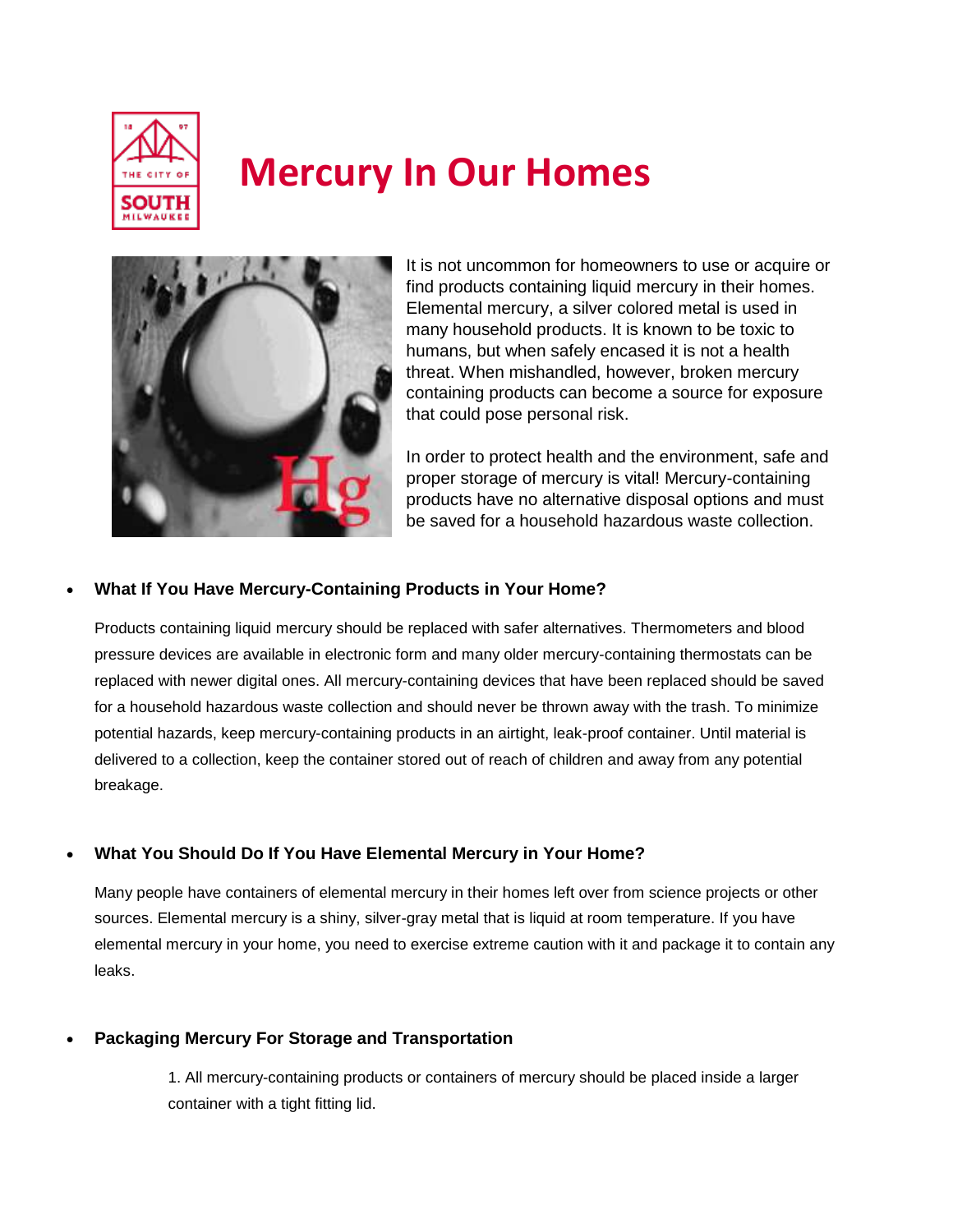# Mercury In Our Homes

It is not uncommon for homeowners to use or acquire or find products containing liquid mercury in their homes. Elemental mercury, a silver colored metal is used in many household products. It is known to be toxic to humans, but when safely encased it is not a health threat. When mishandled, however, broken mercury containing products can become a source for exposure that could pose personal risk.

In order to protect health and the environment, safe and proper storage of mercury is vital! Mercury-containing products have no alternative disposal options and must be saved for a household hazardous waste collection.

- **What If You Have Mercury-Containing Products in Your Home?**

  Products containing liquid mercury should be replaced with safer alternatives. Thermometers and blood pressure devices are available in electronic form and many older mercury-containing thermostats can be replaced with newer digital ones. All mercury-containing devices that have been replaced should be saved for a household hazardous waste collection and should never be thrown away with the trash. To minimize potential hazards, keep mercury-containing products in an airtight, leak-proof container. Until material is delivered to a collection, keep the container stored out of reach of children and away from any potential breakage.

- **What You Should Do If You Have Elemental Mercury in Your Home?**

  Many people have containers of elemental mercury in their homes left over from science projects or other sources. Elemental mercury is a shiny, silver-gray metal that is liquid at room temperature. If you have elemental mercury in your home, you need to exercise extreme caution with it and package it to contain any leaks.

- **Packaging Mercury For Storage and Transportation**

  1. All mercury-containing products or containers of mercury should be placed inside a larger container with a tight fitting lid.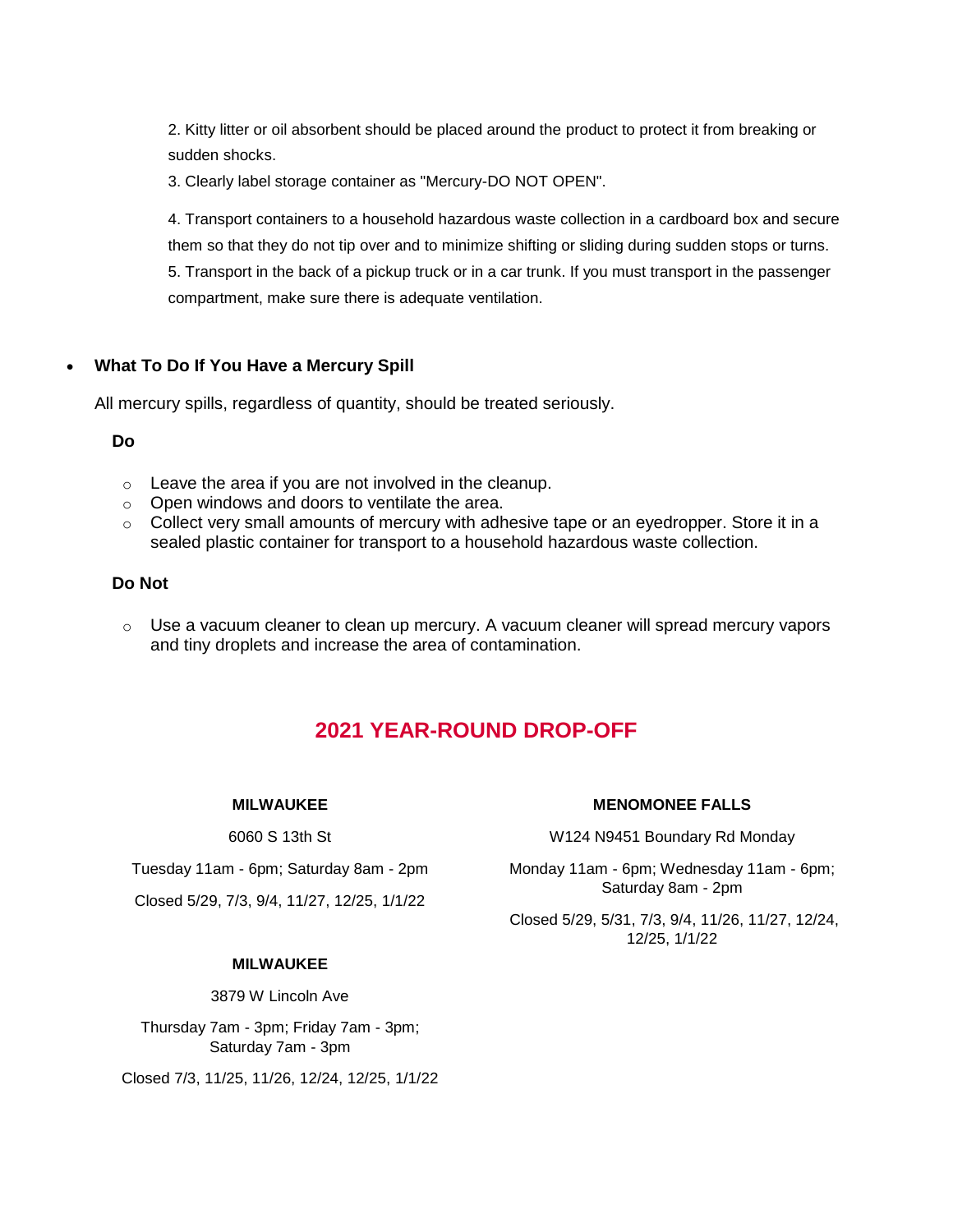2. Kitty litter or oil absorbent should be placed around the product to protect it from breaking or sudden shocks.

3. Clearly label storage container as "Mercury-DO NOT OPEN".

4. Transport containers to a household hazardous waste collection in a cardboard box and secure them so that they do not tip over and to minimize shifting or sliding during sudden stops or turns.

5. Transport in the back of a pickup truck or in a car trunk. If you must transport in the passenger compartment, make sure there is adequate ventilation.

- **What To Do If You Have a Mercury Spill**

All mercury spills, regardless of quantity, should be treated seriously.

**Do**

- Leave the area if you are not involved in the cleanup.
- Open windows and doors to ventilate the area.
- Collect very small amounts of mercury with adhesive tape or an eyedropper. Store it in a sealed plastic container for transport to a household hazardous waste collection.

**Do Not**

- Use a vacuum cleaner to clean up mercury. A vacuum cleaner will spread mercury vapors and tiny droplets and increase the area of contamination.

## 2021 YEAR-ROUND DROP-OFF

**MILWAUKEE**

6060 S 13th St

Tuesday 11am - 6pm; Saturday 8am - 2pm

Closed 5/29, 7/3, 9/4, 11/27, 12/25, 1/1/22

**MILWAUKEE**

3879 W Lincoln Ave

Thursday 7am - 3pm; Friday 7am - 3pm; Saturday 7am - 3pm

Closed 7/3, 11/25, 11/26, 12/24, 12/25, 1/1/22

**MENOMONEE FALLS**

W124 N9451 Boundary Rd Monday

Monday 11am - 6pm; Wednesday 11am - 6pm; Saturday 8am - 2pm

Closed 5/29, 5/31, 7/3, 9/4, 11/26, 11/27, 12/24, 12/25, 1/1/22